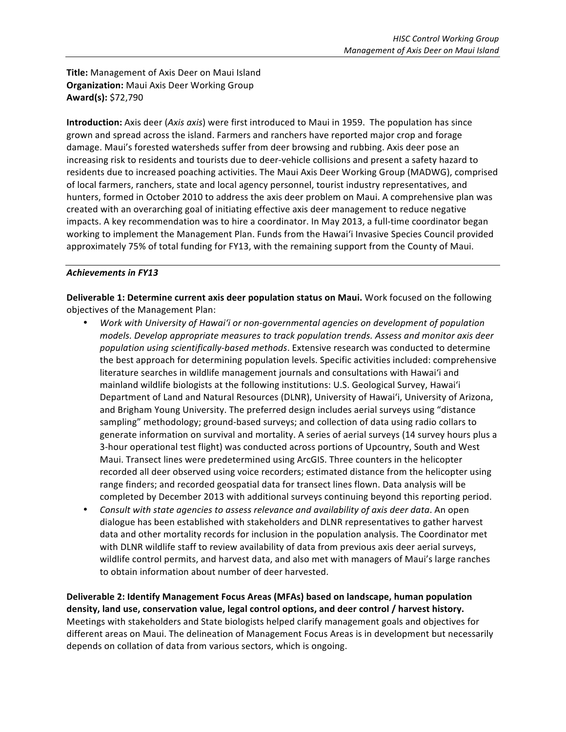**Title:** Management of Axis Deer on Maui Island
**Organization:** Maui Axis Deer Working Group
**Award(s):** $72,790

**Introduction:** Axis deer (*Axis axis*) were first introduced to Maui in 1959. The population has since grown and spread across the island. Farmers and ranchers have reported major crop and forage damage. Maui's forested watersheds suffer from deer browsing and rubbing. Axis deer pose an increasing risk to residents and tourists due to deer-vehicle collisions and present a safety hazard to residents due to increased poaching activities. The Maui Axis Deer Working Group (MADWG), comprised of local farmers, ranchers, state and local agency personnel, tourist industry representatives, and hunters, formed in October 2010 to address the axis deer problem on Maui. A comprehensive plan was created with an overarching goal of initiating effective axis deer management to reduce negative impacts. A key recommendation was to hire a coordinator. In May 2013, a full-time coordinator began working to implement the Management Plan. Funds from the Hawai'i Invasive Species Council provided approximately 75% of total funding for FY13, with the remaining support from the County of Maui.

### *Achievements in FY13*

**Deliverable 1: Determine current axis deer population status on Maui.** Work focused on the following objectives of the Management Plan:

- *Work with University of Hawai'i or non-governmental agencies on development of population models. Develop appropriate measures to track population trends. Assess and monitor axis deer population using scientifically-based methods*. Extensive research was conducted to determine the best approach for determining population levels. Specific activities included: comprehensive literature searches in wildlife management journals and consultations with Hawai'i and mainland wildlife biologists at the following institutions: U.S. Geological Survey, Hawai'i Department of Land and Natural Resources (DLNR), University of Hawai'i, University of Arizona, and Brigham Young University. The preferred design includes aerial surveys using "distance sampling" methodology; ground-based surveys; and collection of data using radio collars to generate information on survival and mortality. A series of aerial surveys (14 survey hours plus a 3-hour operational test flight) was conducted across portions of Upcountry, South and West Maui. Transect lines were predetermined using ArcGIS. Three counters in the helicopter recorded all deer observed using voice recorders; estimated distance from the helicopter using range finders; and recorded geospatial data for transect lines flown. Data analysis will be completed by December 2013 with additional surveys continuing beyond this reporting period.
- *Consult with state agencies to assess relevance and availability of axis deer data*. An open dialogue has been established with stakeholders and DLNR representatives to gather harvest data and other mortality records for inclusion in the population analysis. The Coordinator met with DLNR wildlife staff to review availability of data from previous axis deer aerial surveys, wildlife control permits, and harvest data, and also met with managers of Maui's large ranches to obtain information about number of deer harvested.

**Deliverable 2: Identify Management Focus Areas (MFAs) based on landscape, human population density, land use, conservation value, legal control options, and deer control / harvest history.** Meetings with stakeholders and State biologists helped clarify management goals and objectives for different areas on Maui. The delineation of Management Focus Areas is in development but necessarily depends on collation of data from various sectors, which is ongoing.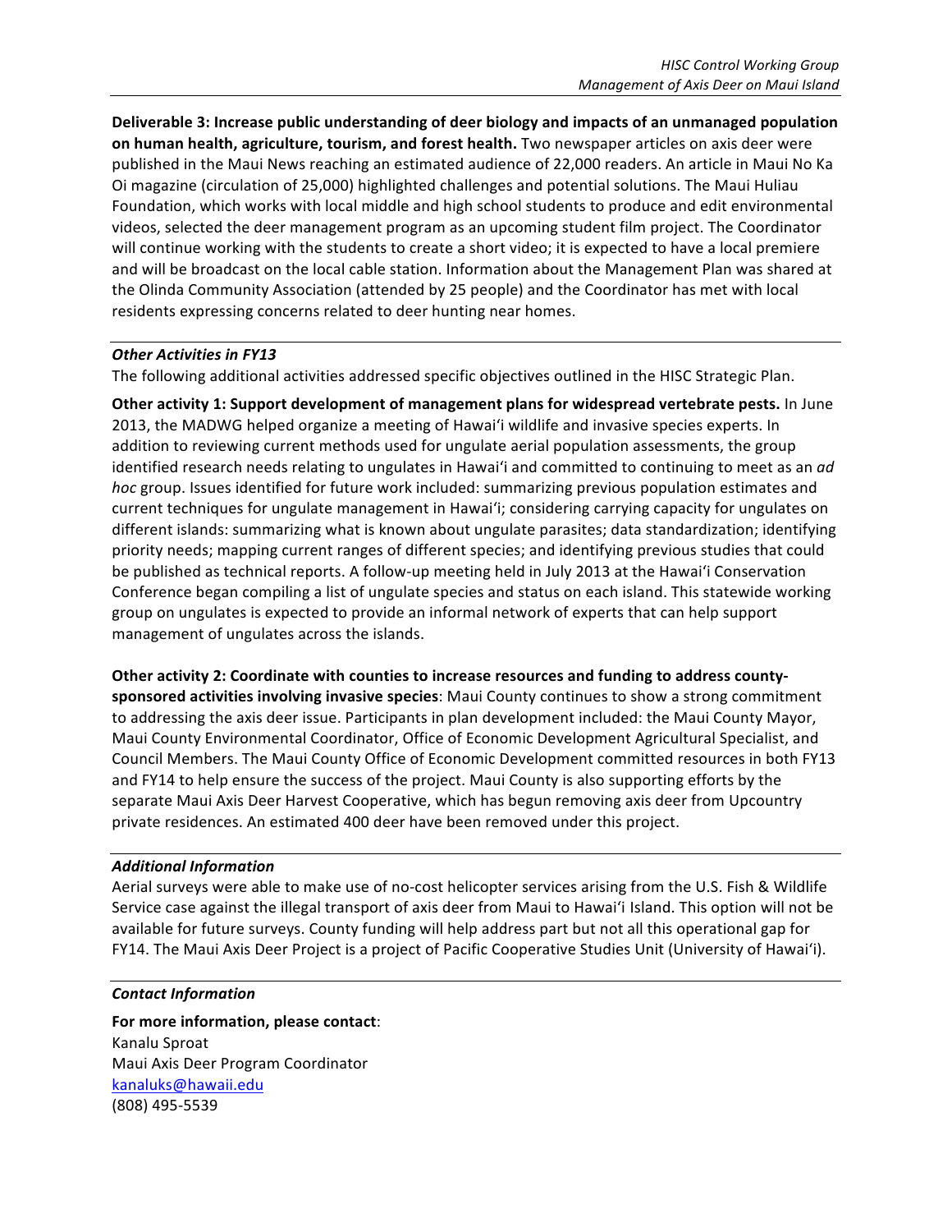**Deliverable 3: Increase public understanding of deer biology and impacts of an unmanaged population on human health, agriculture, tourism, and forest health.** Two newspaper articles on axis deer were published in the Maui News reaching an estimated audience of 22,000 readers. An article in Maui No Ka Oi magazine (circulation of 25,000) highlighted challenges and potential solutions. The Maui Huliau Foundation, which works with local middle and high school students to produce and edit environmental videos, selected the deer management program as an upcoming student film project. The Coordinator will continue working with the students to create a short video; it is expected to have a local premiere and will be broadcast on the local cable station. Information about the Management Plan was shared at the Olinda Community Association (attended by 25 people) and the Coordinator has met with local residents expressing concerns related to deer hunting near homes.

---

### *Other Activities in FY13*

The following additional activities addressed specific objectives outlined in the HISC Strategic Plan.

**Other activity 1: Support development of management plans for widespread vertebrate pests.** In June 2013, the MADWG helped organize a meeting of Hawaiʻi wildlife and invasive species experts. In addition to reviewing current methods used for ungulate aerial population assessments, the group identified research needs relating to ungulates in Hawaiʻi and committed to continuing to meet as an *ad hoc* group. Issues identified for future work included: summarizing previous population estimates and current techniques for ungulate management in Hawaiʻi; considering carrying capacity for ungulates on different islands: summarizing what is known about ungulate parasites; data standardization; identifying priority needs; mapping current ranges of different species; and identifying previous studies that could be published as technical reports. A follow-up meeting held in July 2013 at the Hawaiʻi Conservation Conference began compiling a list of ungulate species and status on each island. This statewide working group on ungulates is expected to provide an informal network of experts that can help support management of ungulates across the islands.

**Other activity 2: Coordinate with counties to increase resources and funding to address county-sponsored activities involving invasive species**: Maui County continues to show a strong commitment to addressing the axis deer issue. Participants in plan development included: the Maui County Mayor, Maui County Environmental Coordinator, Office of Economic Development Agricultural Specialist, and Council Members. The Maui County Office of Economic Development committed resources in both FY13 and FY14 to help ensure the success of the project. Maui County is also supporting efforts by the separate Maui Axis Deer Harvest Cooperative, which has begun removing axis deer from Upcountry private residences. An estimated 400 deer have been removed under this project.

---

### *Additional Information*

Aerial surveys were able to make use of no-cost helicopter services arising from the U.S. Fish & Wildlife Service case against the illegal transport of axis deer from Maui to Hawaiʻi Island. This option will not be available for future surveys. County funding will help address part but not all this operational gap for FY14. The Maui Axis Deer Project is a project of Pacific Cooperative Studies Unit (University of Hawaiʻi).

---

### *Contact Information*

**For more information, please contact**:
Kanalu Sproat
Maui Axis Deer Program Coordinator
kanaluks@hawaii.edu
(808) 495-5539